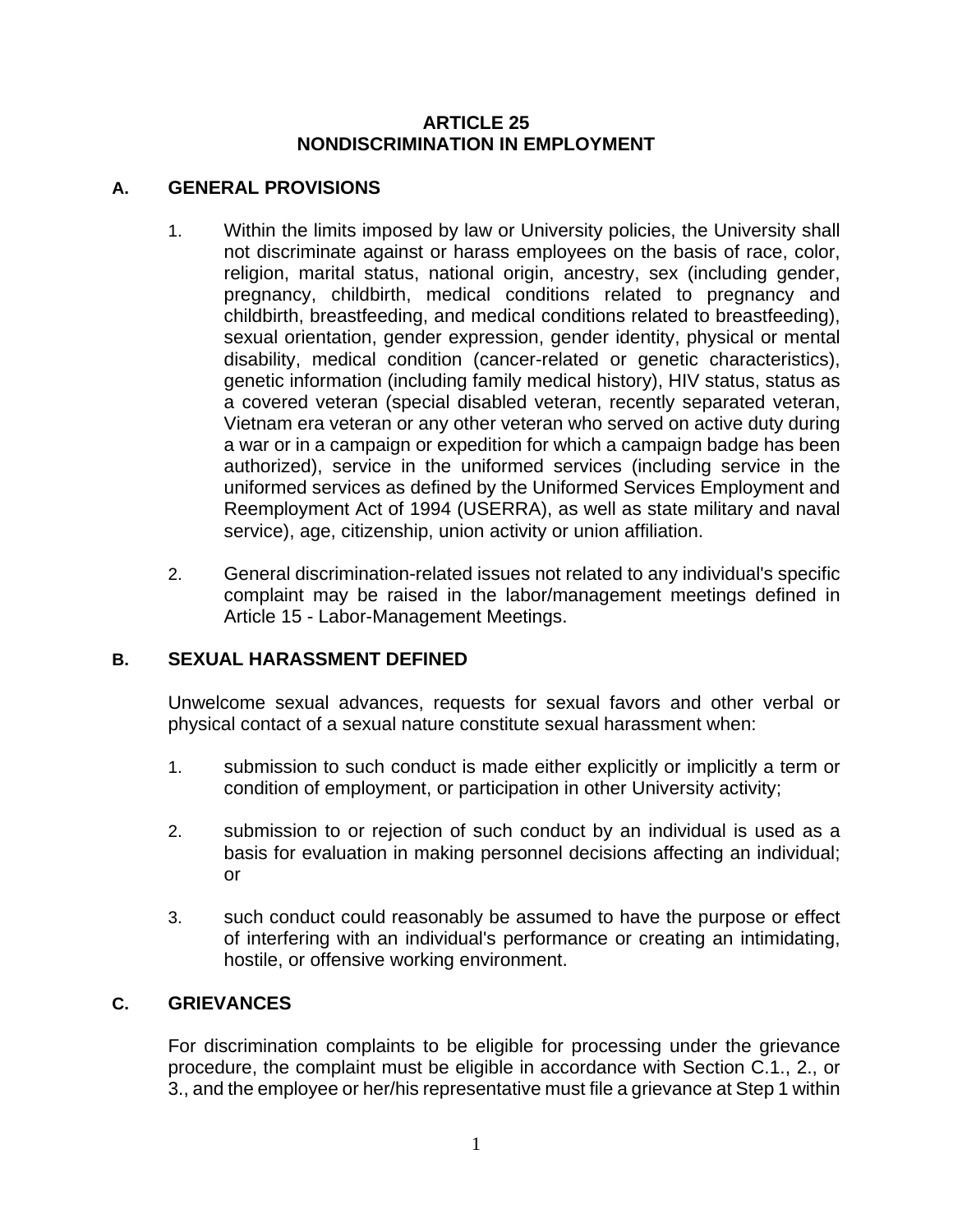# ARTICLE 25
# NONDISCRIMINATION IN EMPLOYMENT

## A. GENERAL PROVISIONS

1. Within the limits imposed by law or University policies, the University shall not discriminate against or harass employees on the basis of race, color, religion, marital status, national origin, ancestry, sex (including gender, pregnancy, childbirth, medical conditions related to pregnancy and childbirth, breastfeeding, and medical conditions related to breastfeeding), sexual orientation, gender expression, gender identity, physical or mental disability, medical condition (cancer-related or genetic characteristics), genetic information (including family medical history), HIV status, status as a covered veteran (special disabled veteran, recently separated veteran, Vietnam era veteran or any other veteran who served on active duty during a war or in a campaign or expedition for which a campaign badge has been authorized), service in the uniformed services (including service in the uniformed services as defined by the Uniformed Services Employment and Reemployment Act of 1994 (USERRA), as well as state military and naval service), age, citizenship, union activity or union affiliation.

2. General discrimination-related issues not related to any individual's specific complaint may be raised in the labor/management meetings defined in Article 15 - Labor-Management Meetings.

## B. SEXUAL HARASSMENT DEFINED

Unwelcome sexual advances, requests for sexual favors and other verbal or physical contact of a sexual nature constitute sexual harassment when:

1. submission to such conduct is made either explicitly or implicitly a term or condition of employment, or participation in other University activity;

2. submission to or rejection of such conduct by an individual is used as a basis for evaluation in making personnel decisions affecting an individual; or

3. such conduct could reasonably be assumed to have the purpose or effect of interfering with an individual's performance or creating an intimidating, hostile, or offensive working environment.

## C. GRIEVANCES

For discrimination complaints to be eligible for processing under the grievance procedure, the complaint must be eligible in accordance with Section C.1., 2., or 3., and the employee or her/his representative must file a grievance at Step 1 within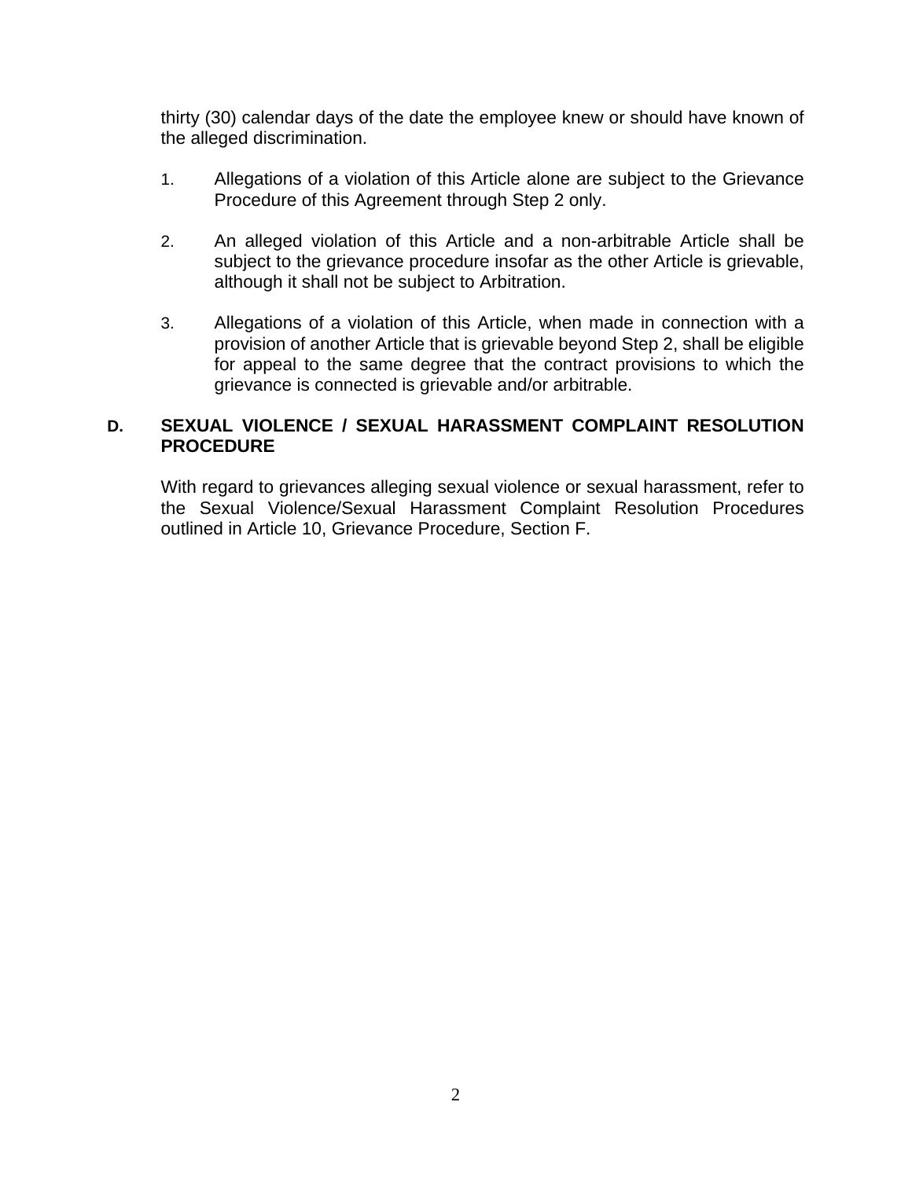thirty (30) calendar days of the date the employee knew or should have known of the alleged discrimination.

1. Allegations of a violation of this Article alone are subject to the Grievance Procedure of this Agreement through Step 2 only.

2. An alleged violation of this Article and a non-arbitrable Article shall be subject to the grievance procedure insofar as the other Article is grievable, although it shall not be subject to Arbitration.

3. Allegations of a violation of this Article, when made in connection with a provision of another Article that is grievable beyond Step 2, shall be eligible for appeal to the same degree that the contract provisions to which the grievance is connected is grievable and/or arbitrable.

### D. SEXUAL VIOLENCE / SEXUAL HARASSMENT COMPLAINT RESOLUTION PROCEDURE

With regard to grievances alleging sexual violence or sexual harassment, refer to the Sexual Violence/Sexual Harassment Complaint Resolution Procedures outlined in Article 10, Grievance Procedure, Section F.